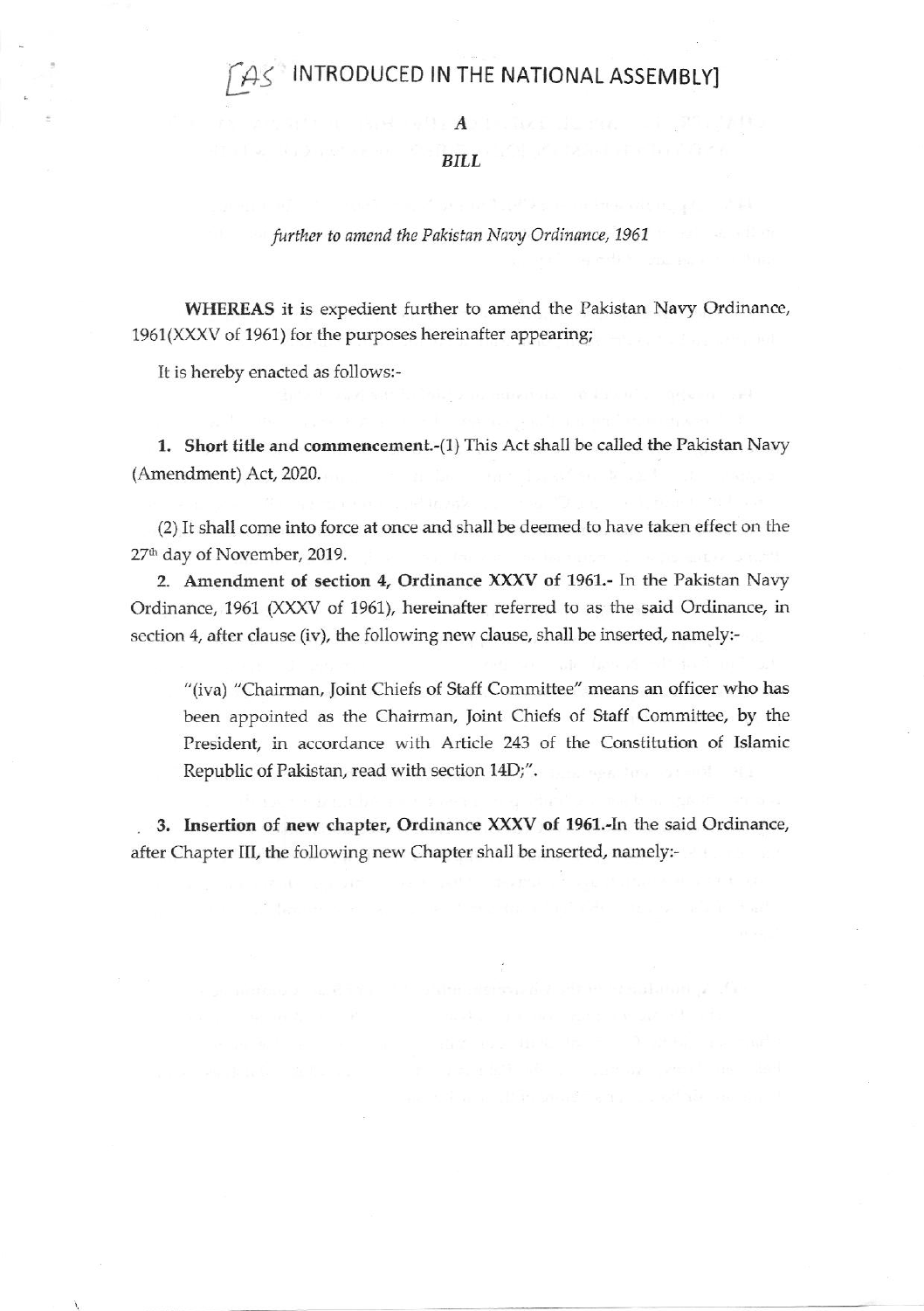# [AS INTRODUCED IN THE NATIONAL ASSEMBLY]

**A**

***BILL***

*further to amend the Pakistan Navy Ordinance, 1961*

**WHEREAS** it is expedient further to amend the Pakistan Navy Ordinance, 1961(XXXV of 1961) for the purposes hereinafter appearing;

It is hereby enacted as follows:-

**1. Short title and commencement.**-(1) This Act shall be called the Pakistan Navy (Amendment) Act, 2020.

(2) It shall come into force at once and shall be deemed to have taken effect on the 27th day of November, 2019.

**2. Amendment of section 4, Ordinance XXXV of 1961.**- In the Pakistan Navy Ordinance, 1961 (XXXV of 1961), hereinafter referred to as the said Ordinance, in section 4, after clause (iv), the following new clause, shall be inserted, namely:-

> "(iva) "Chairman, Joint Chiefs of Staff Committee" means an officer who has been appointed as the Chairman, Joint Chiefs of Staff Committee, by the President, in accordance with Article 243 of the Constitution of Islamic Republic of Pakistan, read with section 14D;".

**3. Insertion of new chapter, Ordinance XXXV of 1961.**-In the said Ordinance, after Chapter III, the following new Chapter shall be inserted, namely:-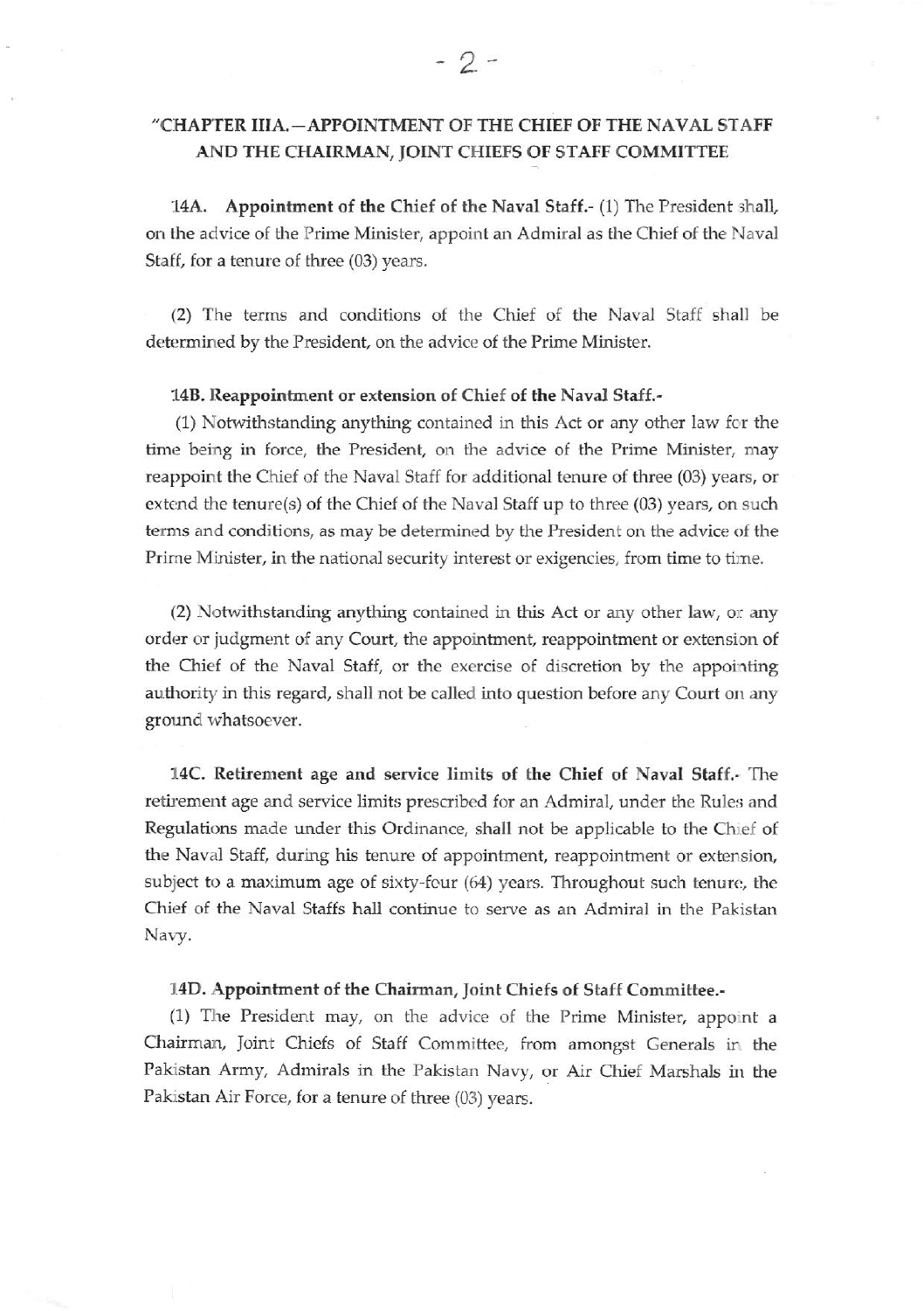"CHAPTER IIIA.—APPOINTMENT OF THE CHIEF OF THE NAVAL STAFF AND THE CHAIRMAN, JOINT CHIEFS OF STAFF COMMITTEE

**14A. Appointment of the Chief of the Naval Staff.**- (1) The President shall, on the advice of the Prime Minister, appoint an Admiral as the Chief of the Naval Staff, for a tenure of three (03) years.

(2) The terms and conditions of the Chief of the Naval Staff shall be determined by the President, on the advice of the Prime Minister.

**14B. Reappointment or extension of Chief of the Naval Staff.**-

(1) Notwithstanding anything contained in this Act or any other law for the time being in force, the President, on the advice of the Prime Minister, may reappoint the Chief of the Naval Staff for additional tenure of three (03) years, or extend the tenure(s) of the Chief of the Naval Staff up to three (03) years, on such terms and conditions, as may be determined by the President on the advice of the Prime Minister, in the national security interest or exigencies, from time to time.

(2) Notwithstanding anything contained in this Act or any other law, or any order or judgment of any Court, the appointment, reappointment or extension of the Chief of the Naval Staff, or the exercise of discretion by the appointing authority in this regard, shall not be called into question before any Court on any ground whatsoever.

**14C. Retirement age and service limits of the Chief of Naval Staff.**- The retirement age and service limits prescribed for an Admiral, under the Rules and Regulations made under this Ordinance, shall not be applicable to the Chief of the Naval Staff, during his tenure of appointment, reappointment or extension, subject to a maximum age of sixty-four (64) years. Throughout such tenure, the Chief of the Naval Staffs hall continue to serve as an Admiral in the Pakistan Navy.

**14D. Appointment of the Chairman, Joint Chiefs of Staff Committee.**-

(1) The President may, on the advice of the Prime Minister, appoint a Chairman, Joint Chiefs of Staff Committee, from amongst Generals in the Pakistan Army, Admirals in the Pakistan Navy, or Air Chief Marshals in the Pakistan Air Force, for a tenure of three (03) years.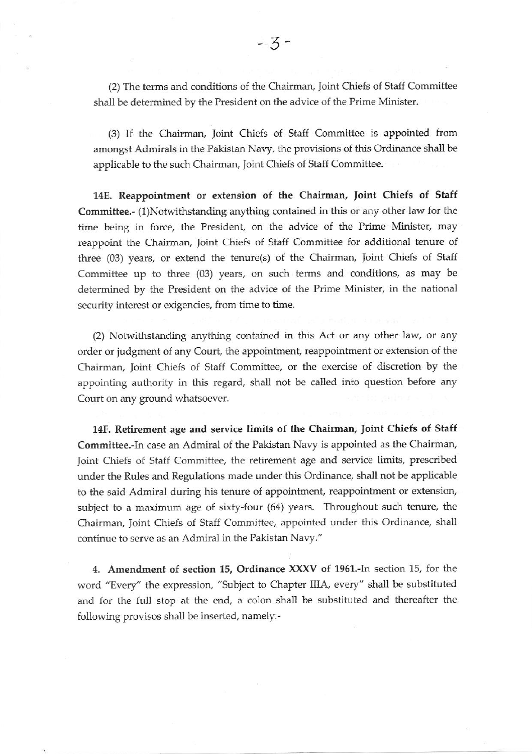(2) The terms and conditions of the Chairman, Joint Chiefs of Staff Committee shall be determined by the President on the advice of the Prime Minister.

(3) If the Chairman, Joint Chiefs of Staff Committee is appointed from amongst Admirals in the Pakistan Navy, the provisions of this Ordinance shall be applicable to the such Chairman, Joint Chiefs of Staff Committee.

**14E. Reappointment or extension of the Chairman, Joint Chiefs of Staff Committee.-** (1)Notwithstanding anything contained in this or any other law for the time being in force, the President, on the advice of the Prime Minister, may reappoint the Chairman, Joint Chiefs of Staff Committee for additional tenure of three (03) years, or extend the tenure(s) of the Chairman, Joint Chiefs of Staff Committee up to three (03) years, on such terms and conditions, as may be determined by the President on the advice of the Prime Minister, in the national security interest or exigencies, from time to time.

(2) Notwithstanding anything contained in this Act or any other law, or any order or judgment of any Court, the appointment, reappointment or extension of the Chairman, Joint Chiefs of Staff Committee, or the exercise of discretion by the appointing authority in this regard, shall not be called into question before any Court on any ground whatsoever.

**14F. Retirement age and service limits of the Chairman, Joint Chiefs of Staff Committee.-**In case an Admiral of the Pakistan Navy is appointed as the Chairman, Joint Chiefs of Staff Committee, the retirement age and service limits, prescribed under the Rules and Regulations made under this Ordinance, shall not be applicable to the said Admiral during his tenure of appointment, reappointment or extension, subject to a maximum age of sixty-four (64) years. Throughout such tenure, the Chairman, Joint Chiefs of Staff Committee, appointed under this Ordinance, shall continue to serve as an Admiral in the Pakistan Navy."

4. **Amendment of section 15, Ordinance XXXV of 1961.-**In section 15, for the word "Every" the expression, "Subject to Chapter IIIA, every" shall be substituted and for the full stop at the end, a colon shall be substituted and thereafter the following provisos shall be inserted, namely:-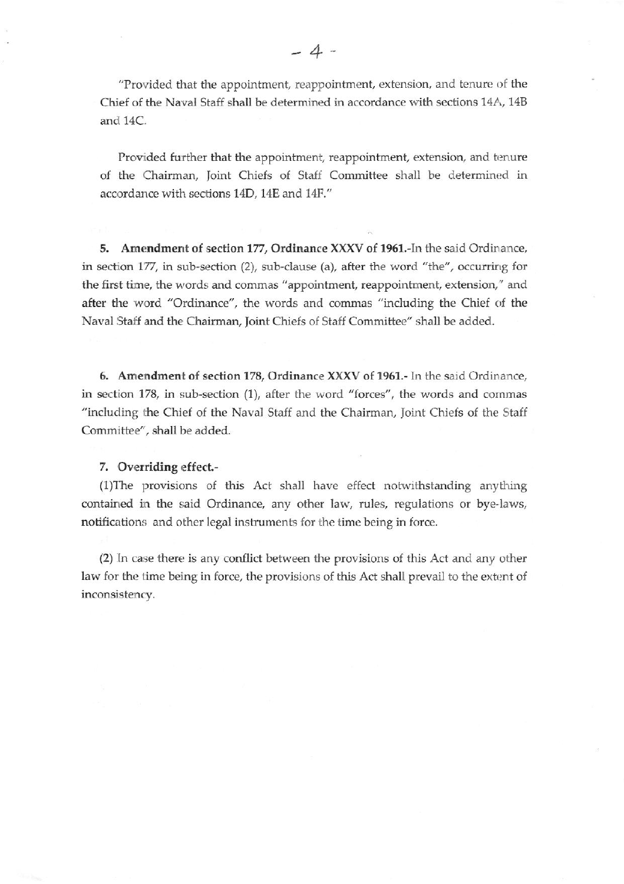"Provided that the appointment, reappointment, extension, and tenure of the Chief of the Naval Staff shall be determined in accordance with sections 14A, 14B and 14C.

Provided further that the appointment, reappointment, extension, and tenure of the Chairman, Joint Chiefs of Staff Committee shall be determined in accordance with sections 14D, 14E and 14F."

**5. Amendment of section 177, Ordinance XXXV of 1961.**-In the said Ordinance, in section 177, in sub-section (2), sub-clause (a), after the word "the", occurring for the first time, the words and commas "appointment, reappointment, extension," and after the word "Ordinance", the words and commas "including the Chief of the Naval Staff and the Chairman, Joint Chiefs of Staff Committee" shall be added.

**6. Amendment of section 178, Ordinance XXXV of 1961.**- In the said Ordinance, in section 178, in sub-section (1), after the word "forces", the words and commas "including the Chief of the Naval Staff and the Chairman, Joint Chiefs of the Staff Committee", shall be added.

**7. Overriding effect.**-

(1)The provisions of this Act shall have effect notwithstanding anything contained in the said Ordinance, any other law, rules, regulations or bye-laws, notifications and other legal instruments for the time being in force.

(2) In case there is any conflict between the provisions of this Act and any other law for the time being in force, the provisions of this Act shall prevail to the extent of inconsistency.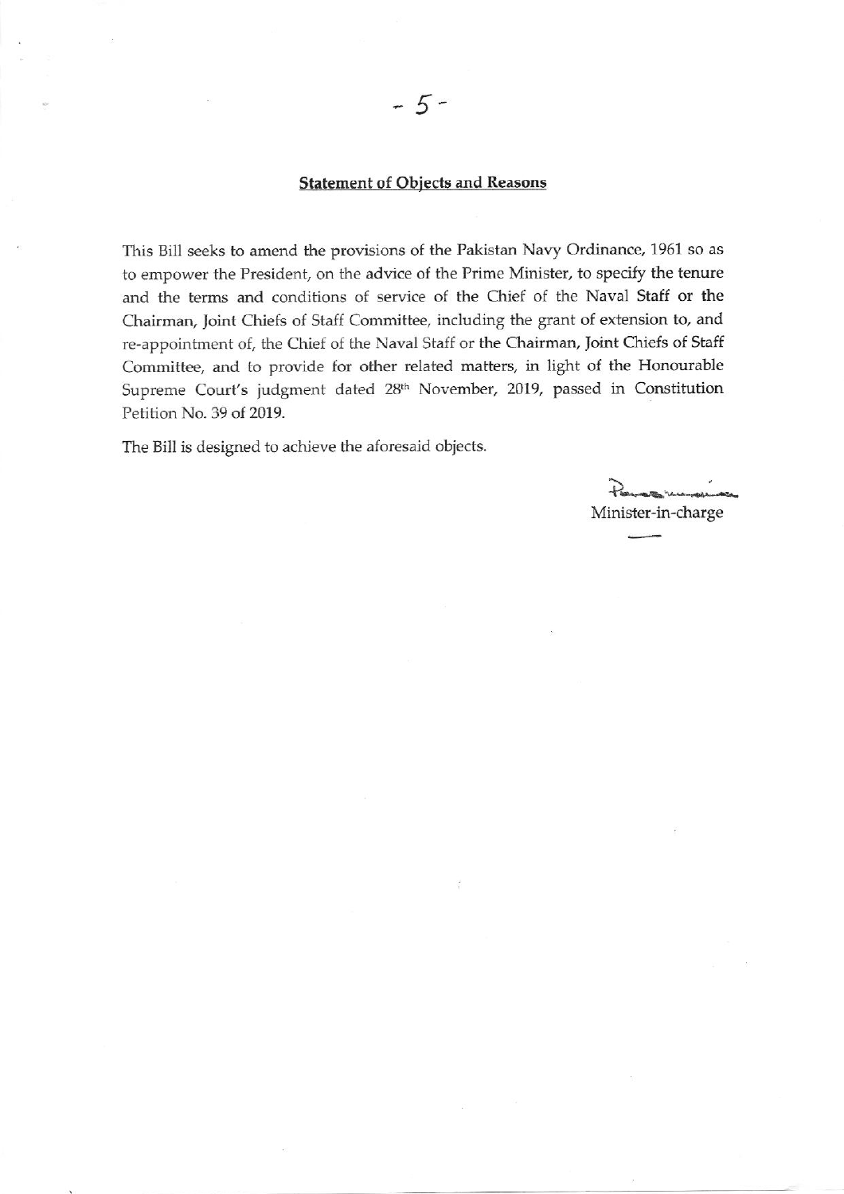## Statement of Objects and Reasons

This Bill seeks to amend the provisions of the Pakistan Navy Ordinance, 1961 so as to empower the President, on the advice of the Prime Minister, to specify the tenure and the terms and conditions of service of the Chief of the Naval Staff or the Chairman, Joint Chiefs of Staff Committee, including the grant of extension to, and re-appointment of, the Chief of the Naval Staff or the Chairman, Joint Chiefs of Staff Committee, and to provide for other related matters, in light of the Honourable Supreme Court's judgment dated 28th November, 2019, passed in Constitution Petition No. 39 of 2019.

The Bill is designed to achieve the aforesaid objects.

Minister-in-charge